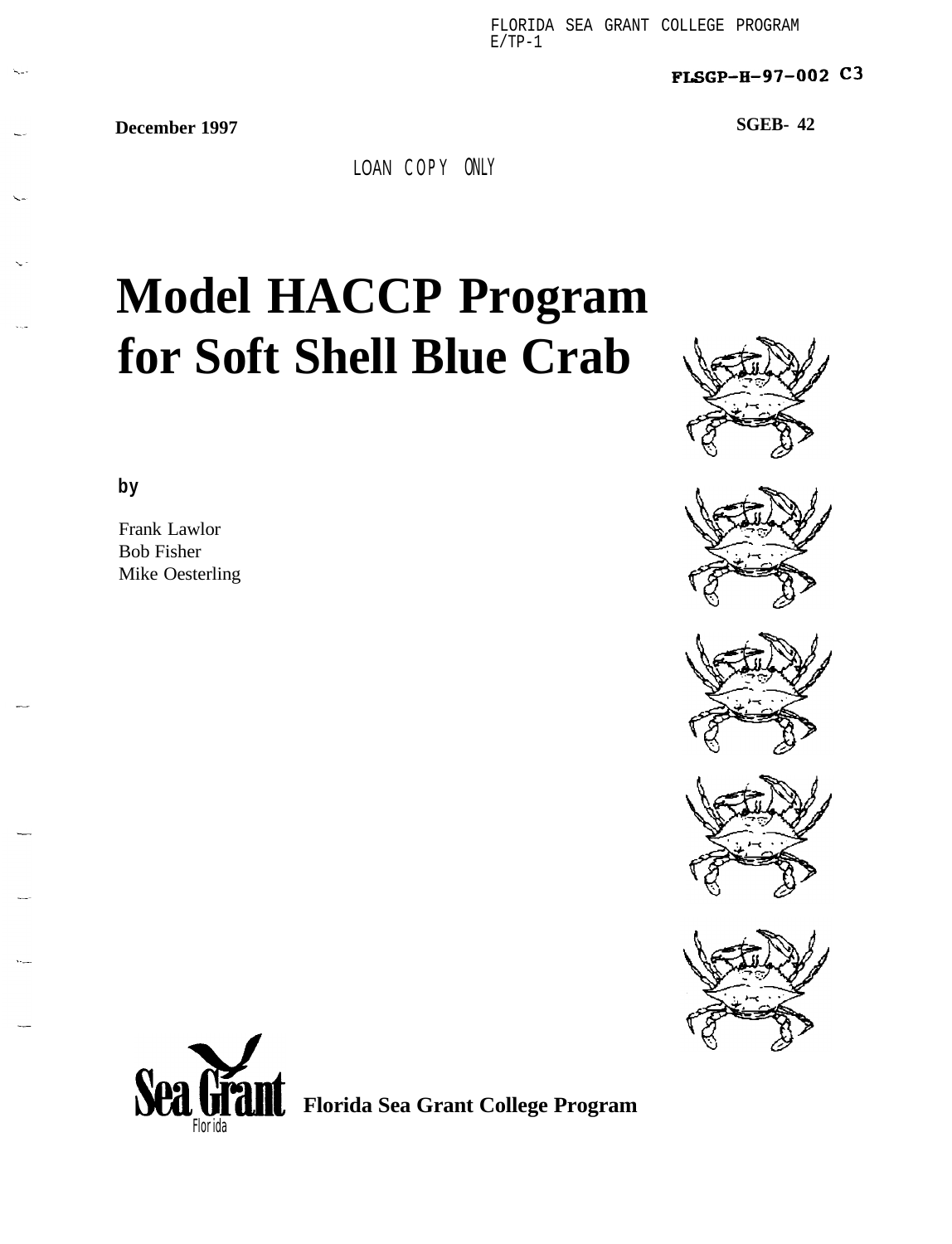FLORIDA SEA GRANT COLLEGE PROGRAM
E/TP-1

FLSGP-H-97-002 C3

**December 1997**

**SGEB- 42**

LOAN COPY ONLY

# Model HACCP Program for Soft Shell Blue Crab

**by**

Frank Lawlor
Bob Fisher
Mike Oesterling

Sea Grant Florida

**Florida Sea Grant College Program**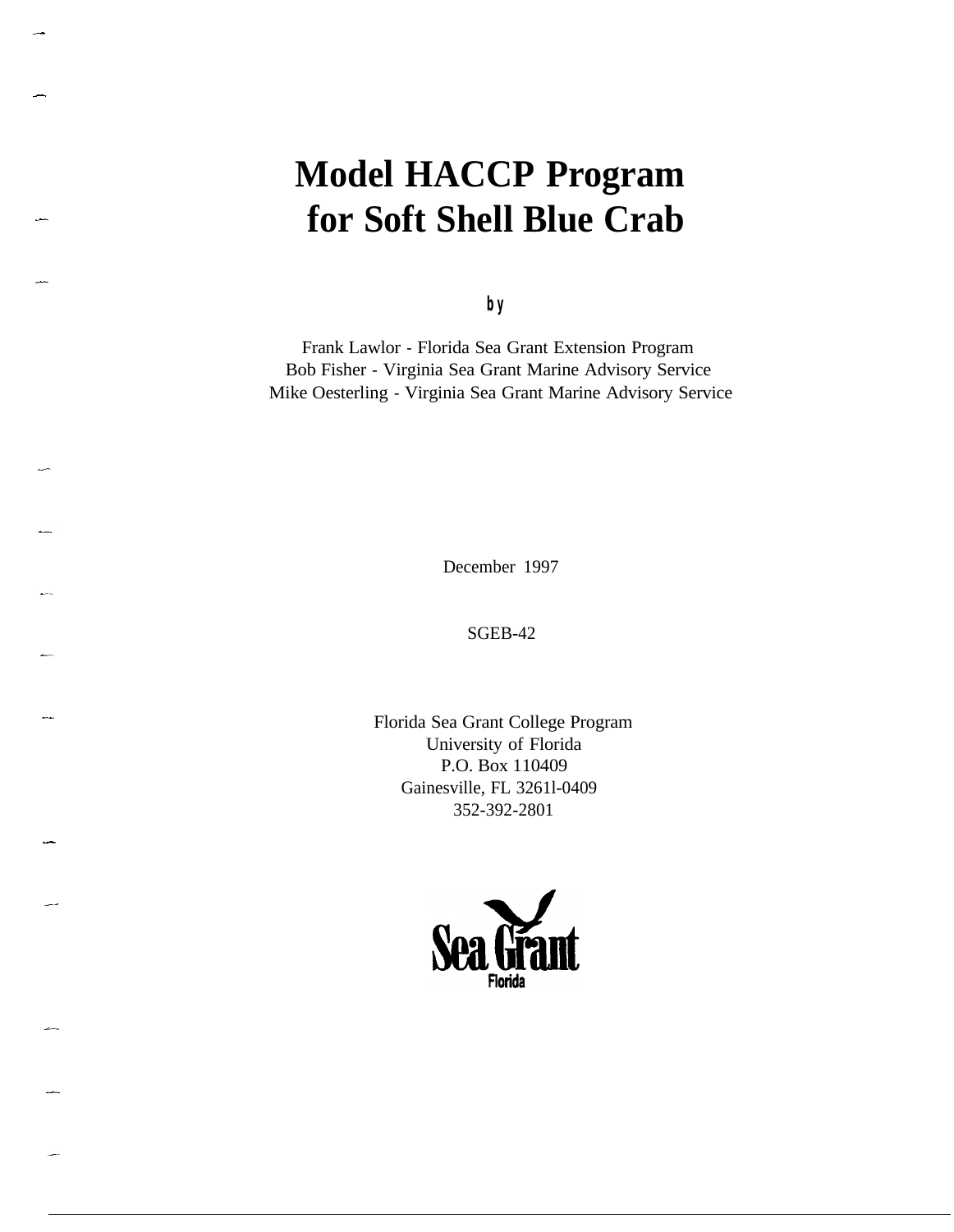# Model HACCP Program for Soft Shell Blue Crab

**by**

Frank Lawlor - Florida Sea Grant Extension Program
Bob Fisher - Virginia Sea Grant Marine Advisory Service
Mike Oesterling - Virginia Sea Grant Marine Advisory Service

December 1997

SGEB-42

Florida Sea Grant College Program
University of Florida
P.O. Box 110409
Gainesville, FL 3261l-0409
352-392-2801

Sea Grant
Florida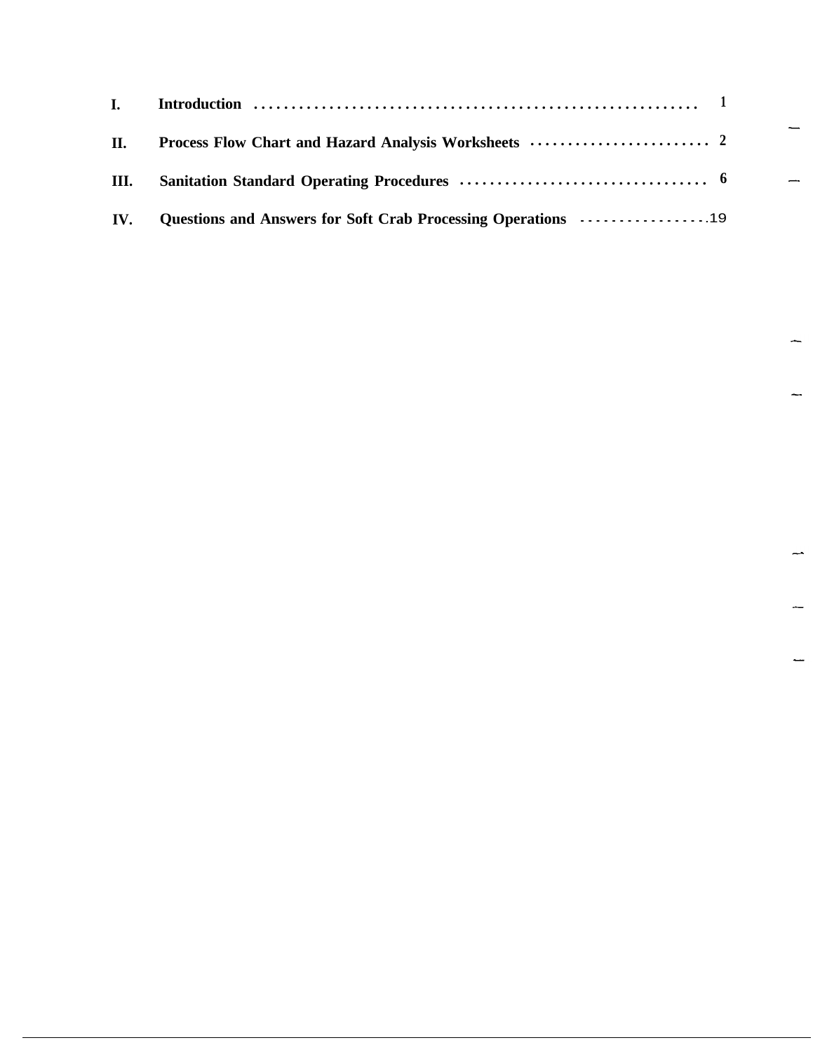| | | |
|---|---|---|
| **I.** | **Introduction** | 1 |
| **II.** | **Process Flow Chart and Hazard Analysis Worksheets** | 2 |
| **III.** | **Sanitation Standard Operating Procedures** | 6 |
| **IV.** | **Questions and Answers for Soft Crab Processing Operations** | 19 |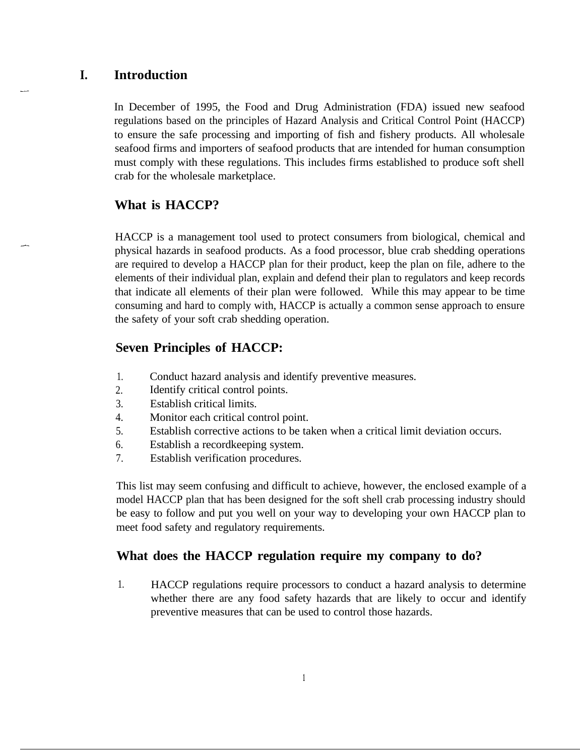# I. Introduction

In December of 1995, the Food and Drug Administration (FDA) issued new seafood regulations based on the principles of Hazard Analysis and Critical Control Point (HACCP) to ensure the safe processing and importing of fish and fishery products. All wholesale seafood firms and importers of seafood products that are intended for human consumption must comply with these regulations. This includes firms established to produce soft shell crab for the wholesale marketplace.

## What is HACCP?

HACCP is a management tool used to protect consumers from biological, chemical and physical hazards in seafood products. As a food processor, blue crab shedding operations are required to develop a HACCP plan for their product, keep the plan on file, adhere to the elements of their individual plan, explain and defend their plan to regulators and keep records that indicate all elements of their plan were followed. While this may appear to be time consuming and hard to comply with, HACCP is actually a common sense approach to ensure the safety of your soft crab shedding operation.

## Seven Principles of HACCP:

1. Conduct hazard analysis and identify preventive measures.
2. Identify critical control points.
3. Establish critical limits.
4. Monitor each critical control point.
5. Establish corrective actions to be taken when a critical limit deviation occurs.
6. Establish a recordkeeping system.
7. Establish verification procedures.

This list may seem confusing and difficult to achieve, however, the enclosed example of a model HACCP plan that has been designed for the soft shell crab processing industry should be easy to follow and put you well on your way to developing your own HACCP plan to meet food safety and regulatory requirements.

## What does the HACCP regulation require my company to do?

1. HACCP regulations require processors to conduct a hazard analysis to determine whether there are any food safety hazards that are likely to occur and identify preventive measures that can be used to control those hazards.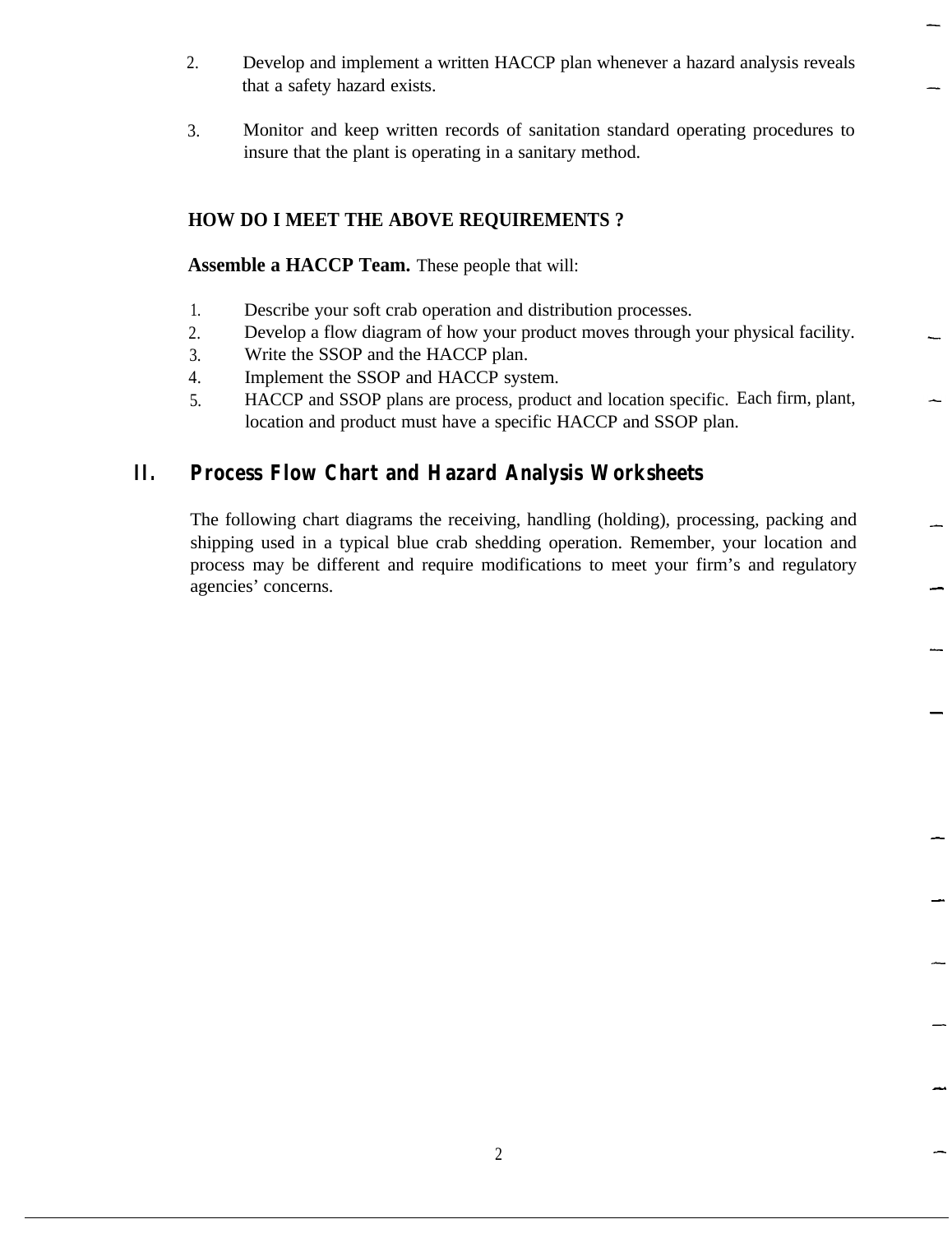2. Develop and implement a written HACCP plan whenever a hazard analysis reveals that a safety hazard exists.

3. Monitor and keep written records of sanitation standard operating procedures to insure that the plant is operating in a sanitary method.

**HOW DO I MEET THE ABOVE REQUIREMENTS ?**

**Assemble a HACCP Team.** These people that will:

1. Describe your soft crab operation and distribution processes.
2. Develop a flow diagram of how your product moves through your physical facility.
3. Write the SSOP and the HACCP plan.
4. Implement the SSOP and HACCP system.
5. HACCP and SSOP plans are process, product and location specific. Each firm, plant, location and product must have a specific HACCP and SSOP plan.

## II. Process Flow Chart and Hazard Analysis Worksheets

The following chart diagrams the receiving, handling (holding), processing, packing and shipping used in a typical blue crab shedding operation. Remember, your location and process may be different and require modifications to meet your firm's and regulatory agencies' concerns.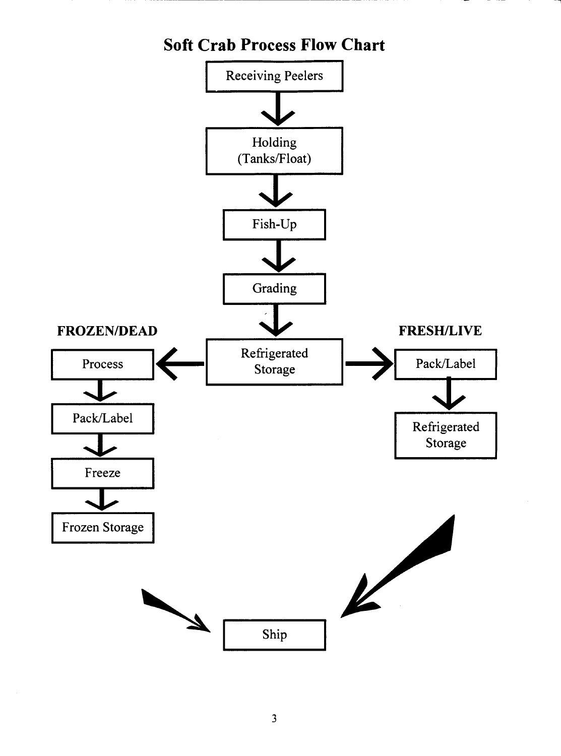# Soft Crab Process Flow Chart

Receiving Peelers
↓
Holding (Tanks/Float)
↓
Fish-Up
↓
Grading
↓
Refrigerated Storage

**FROZEN/DEAD**

Process
↓
Pack/Label
↓
Freeze
↓
Frozen Storage
↓
Ship

**FRESH/LIVE**

Pack/Label
↓
Refrigerated Storage
↓
Ship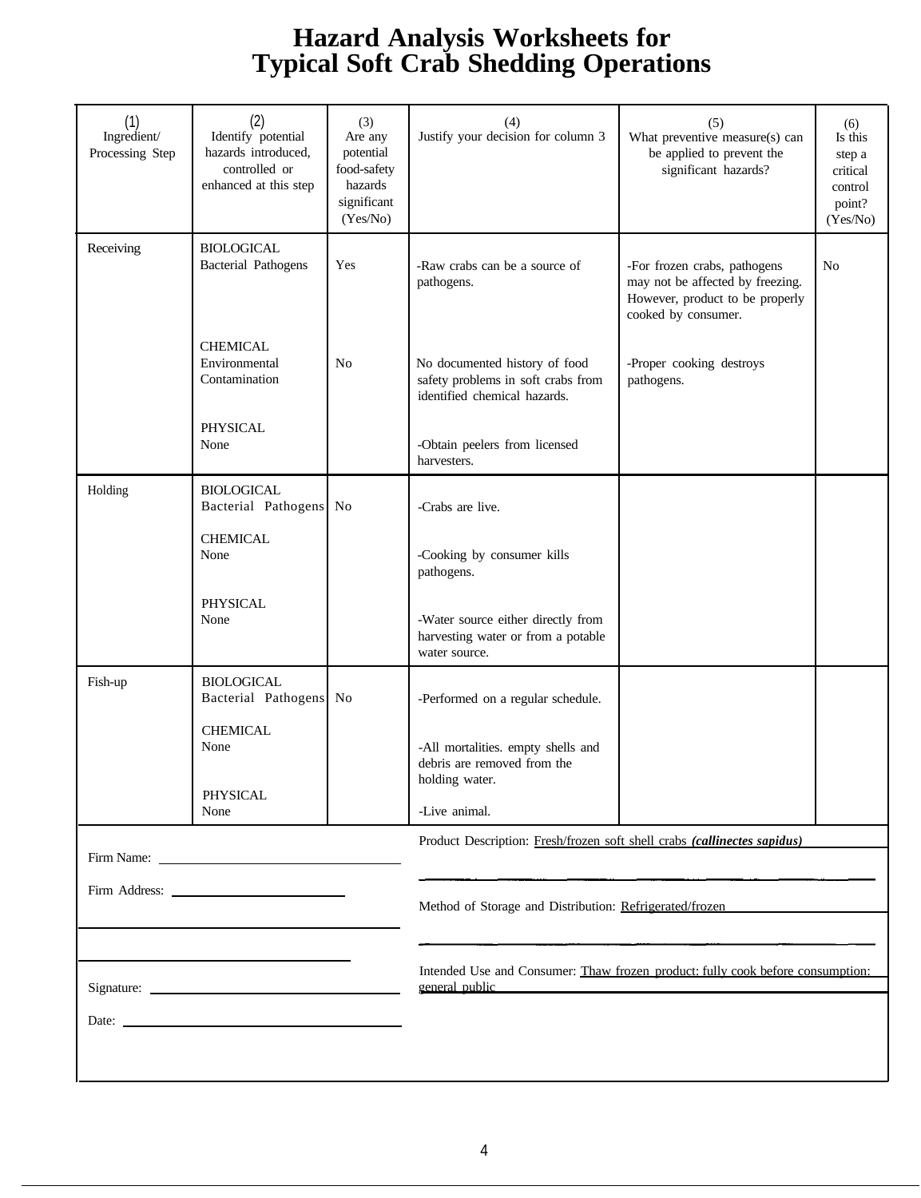# Hazard Analysis Worksheets for Typical Soft Crab Shedding Operations

| (1) Ingredient/ Processing Step | (2) Identify potential hazards introduced, controlled or enhanced at this step | (3) Are any potential food-safety hazards significant (Yes/No) | (4) Justify your decision for column 3 | (5) What preventive measure(s) can be applied to prevent the significant hazards? | (6) Is this step a critical control point? (Yes/No) |
|---|---|---|---|---|---|
| Receiving | BIOLOGICAL Bacterial Pathogens | Yes | -Raw crabs can be a source of pathogens. | -For frozen crabs, pathogens may not be affected by freezing. However, product to be properly cooked by consumer. | No |
| | CHEMICAL Environmental Contamination | No | No documented history of food safety problems in soft crabs from identified chemical hazards. | -Proper cooking destroys pathogens. | |
| | PHYSICAL None | | -Obtain peelers from licensed harvesters. | | |
| Holding | BIOLOGICAL Bacterial Pathogens | No | -Crabs are live. | | |
| | CHEMICAL None | | -Cooking by consumer kills pathogens. | | |
| | PHYSICAL None | | -Water source either directly from harvesting water or from a potable water source. | | |
| Fish-up | BIOLOGICAL Bacterial Pathogens | No | -Performed on a regular schedule. | | |
| | CHEMICAL None | | -All mortalities. empty shells and debris are removed from the holding water. | | |
| | PHYSICAL None | | -Live animal. | | |

Firm Name: ______________________

Firm Address: ______________________

Signature: ______________________

Date: ______________________

Product Description: Fresh/frozen soft shell crabs ***(callinectes sapidus)***

Method of Storage and Distribution: Refrigerated/frozen

Intended Use and Consumer: Thaw frozen product: fully cook before consumption: general public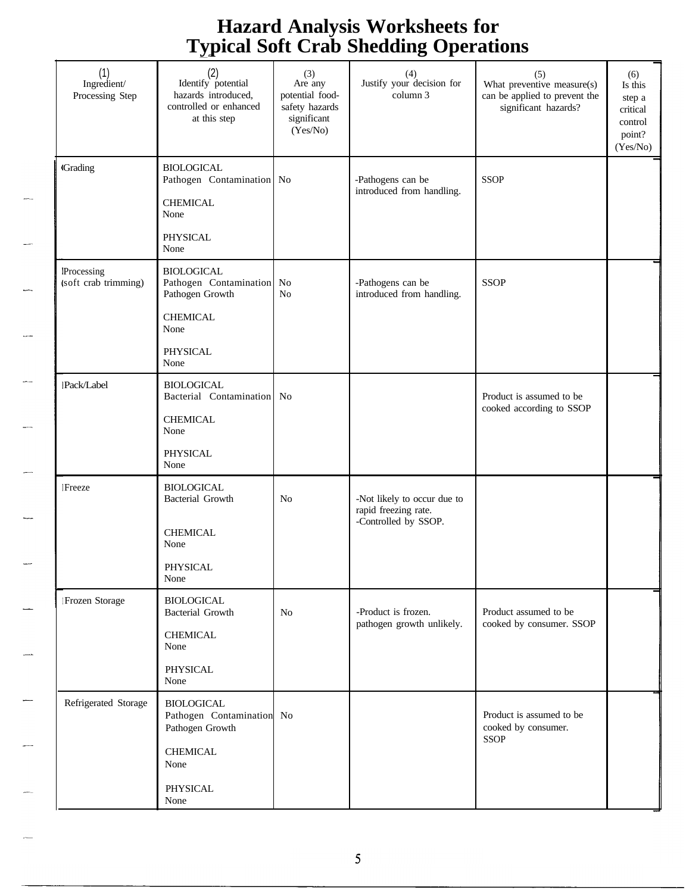# Hazard Analysis Worksheets for Typical Soft Crab Shedding Operations

| (1) Ingredient/ Processing Step | (2) Identify potential hazards introduced, controlled or enhanced at this step | (3) Are any potential food-safety hazards significant (Yes/No) | (4) Justify your decision for column 3 | (5) What preventive measure(s) can be applied to prevent the significant hazards? | (6) Is this step a critical control point? (Yes/No) |
|---|---|---|---|---|---|
| Grading | BIOLOGICAL<br>Pathogen Contamination<br><br>CHEMICAL<br>None<br><br>PHYSICAL<br>None | No | -Pathogens can be introduced from handling. | SSOP | |
| Processing (soft crab trimming) | BIOLOGICAL<br>Pathogen Contamination<br>Pathogen Growth<br><br>CHEMICAL<br>None<br><br>PHYSICAL<br>None | No<br>No | -Pathogens can be introduced from handling. | SSOP | |
| Pack/Label | BIOLOGICAL<br>Bacterial Contamination<br><br>CHEMICAL<br>None<br><br>PHYSICAL<br>None | No | | Product is assumed to be cooked according to SSOP | |
| Freeze | BIOLOGICAL<br>Bacterial Growth<br><br>CHEMICAL<br>None<br><br>PHYSICAL<br>None | No | -Not likely to occur due to rapid freezing rate.<br>-Controlled by SSOP. | | |
| Frozen Storage | BIOLOGICAL<br>Bacterial Growth<br><br>CHEMICAL<br>None<br><br>PHYSICAL<br>None | No | -Product is frozen. pathogen growth unlikely. | Product assumed to be cooked by consumer. SSOP | |
| Refrigerated Storage | BIOLOGICAL<br>Pathogen Contamination<br>Pathogen Growth<br><br>CHEMICAL<br>None<br><br>PHYSICAL<br>None | No | | Product is assumed to be cooked by consumer. SSOP | |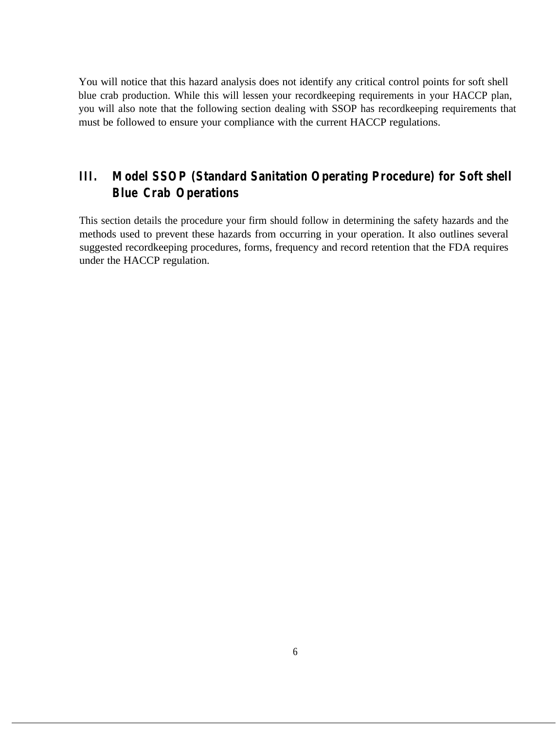You will notice that this hazard analysis does not identify any critical control points for soft shell blue crab production. While this will lessen your recordkeeping requirements in your HACCP plan, you will also note that the following section dealing with SSOP has recordkeeping requirements that must be followed to ensure your compliance with the current HACCP regulations.

## III. Model SSOP (Standard Sanitation Operating Procedure) for Soft shell Blue Crab Operations

This section details the procedure your firm should follow in determining the safety hazards and the methods used to prevent these hazards from occurring in your operation. It also outlines several suggested recordkeeping procedures, forms, frequency and record retention that the FDA requires under the HACCP regulation.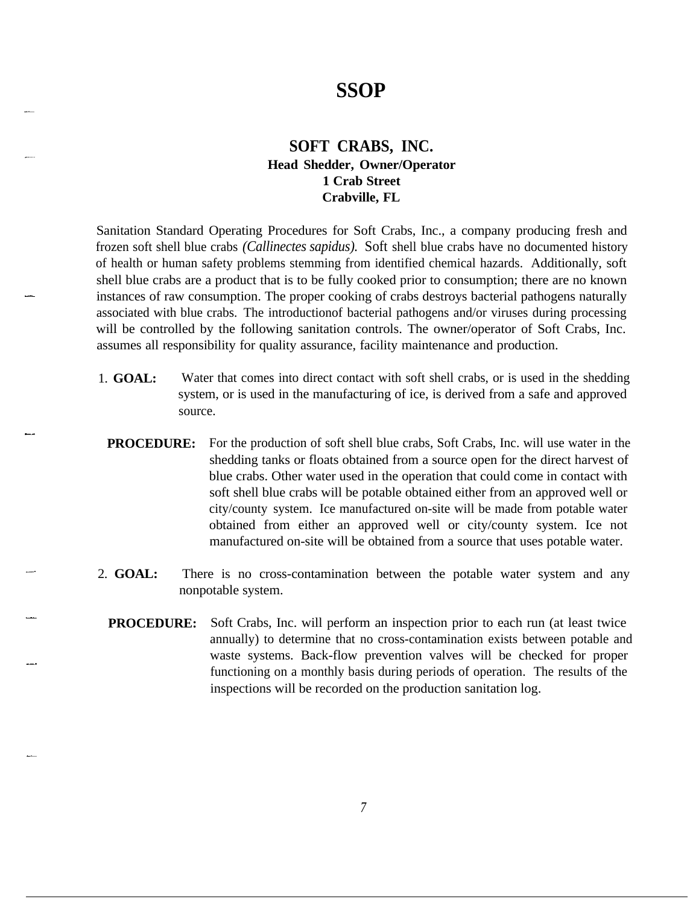# SSOP

## SOFT CRABS, INC.

**Head Shedder, Owner/Operator**
**1 Crab Street**
**Crabville, FL**

Sanitation Standard Operating Procedures for Soft Crabs, Inc., a company producing fresh and frozen soft shell blue crabs *(Callinectes sapidus).* Soft shell blue crabs have no documented history of health or human safety problems stemming from identified chemical hazards. Additionally, soft shell blue crabs are a product that is to be fully cooked prior to consumption; there are no known instances of raw consumption. The proper cooking of crabs destroys bacterial pathogens naturally associated with blue crabs. The introductionof bacterial pathogens and/or viruses during processing will be controlled by the following sanitation controls. The owner/operator of Soft Crabs, Inc. assumes all responsibility for quality assurance, facility maintenance and production.

1. **GOAL:** Water that comes into direct contact with soft shell crabs, or is used in the shedding system, or is used in the manufacturing of ice, is derived from a safe and approved source.

   **PROCEDURE:** For the production of soft shell blue crabs, Soft Crabs, Inc. will use water in the shedding tanks or floats obtained from a source open for the direct harvest of blue crabs. Other water used in the operation that could come in contact with soft shell blue crabs will be potable obtained either from an approved well or city/county system. Ice manufactured on-site will be made from potable water obtained from either an approved well or city/county system. Ice not manufactured on-site will be obtained from a source that uses potable water.

2. **GOAL:** There is no cross-contamination between the potable water system and any nonpotable system.

   **PROCEDURE:** Soft Crabs, Inc. will perform an inspection prior to each run (at least twice annually) to determine that no cross-contamination exists between potable and waste systems. Back-flow prevention valves will be checked for proper functioning on a monthly basis during periods of operation. The results of the inspections will be recorded on the production sanitation log.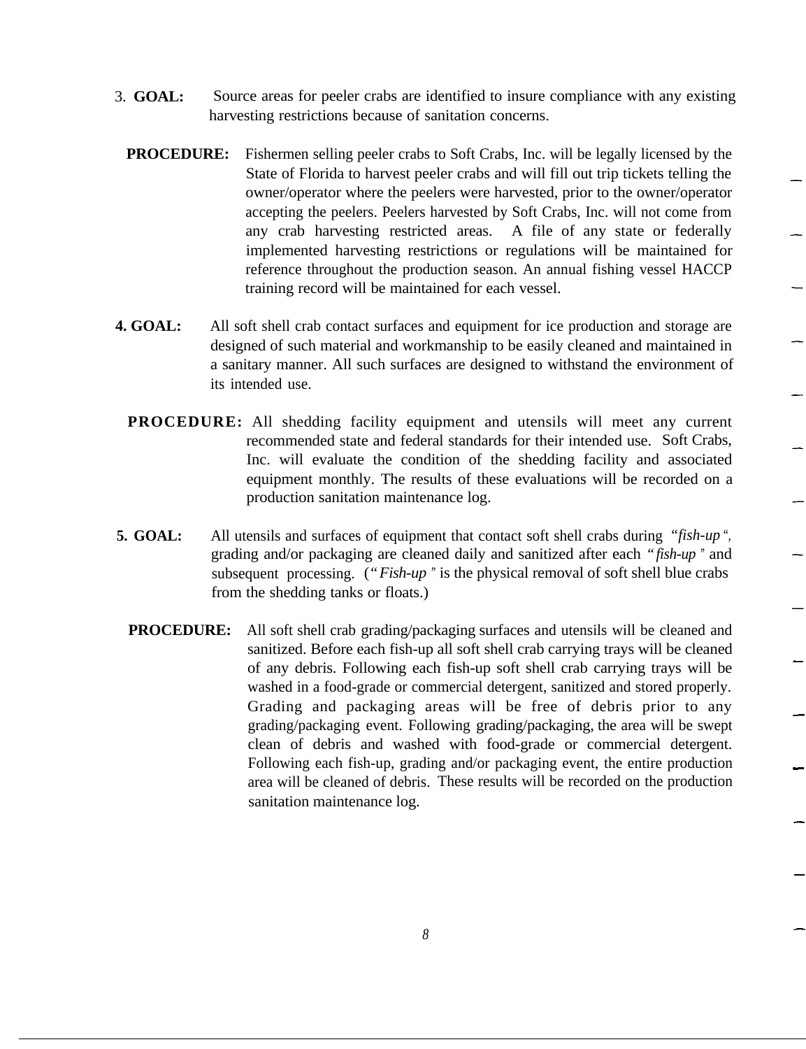3. **GOAL:** Source areas for peeler crabs are identified to insure compliance with any existing harvesting restrictions because of sanitation concerns.

**PROCEDURE:** Fishermen selling peeler crabs to Soft Crabs, Inc. will be legally licensed by the State of Florida to harvest peeler crabs and will fill out trip tickets telling the owner/operator where the peelers were harvested, prior to the owner/operator accepting the peelers. Peelers harvested by Soft Crabs, Inc. will not come from any crab harvesting restricted areas. A file of any state or federally implemented harvesting restrictions or regulations will be maintained for reference throughout the production season. An annual fishing vessel HACCP training record will be maintained for each vessel.

4. **GOAL:** All soft shell crab contact surfaces and equipment for ice production and storage are designed of such material and workmanship to be easily cleaned and maintained in a sanitary manner. All such surfaces are designed to withstand the environment of its intended use.

**PROCEDURE:** All shedding facility equipment and utensils will meet any current recommended state and federal standards for their intended use. Soft Crabs, Inc. will evaluate the condition of the shedding facility and associated equipment monthly. The results of these evaluations will be recorded on a production sanitation maintenance log.

5. **GOAL:** All utensils and surfaces of equipment that contact soft shell crabs during "*fish-up*", grading and/or packaging are cleaned daily and sanitized after each "*fish-up*" and subsequent processing. ("*Fish-up*" is the physical removal of soft shell blue crabs from the shedding tanks or floats.)

**PROCEDURE:** All soft shell crab grading/packaging surfaces and utensils will be cleaned and sanitized. Before each fish-up all soft shell crab carrying trays will be cleaned of any debris. Following each fish-up soft shell crab carrying trays will be washed in a food-grade or commercial detergent, sanitized and stored properly. Grading and packaging areas will be free of debris prior to any grading/packaging event. Following grading/packaging, the area will be swept clean of debris and washed with food-grade or commercial detergent. Following each fish-up, grading and/or packaging event, the entire production area will be cleaned of debris. These results will be recorded on the production sanitation maintenance log.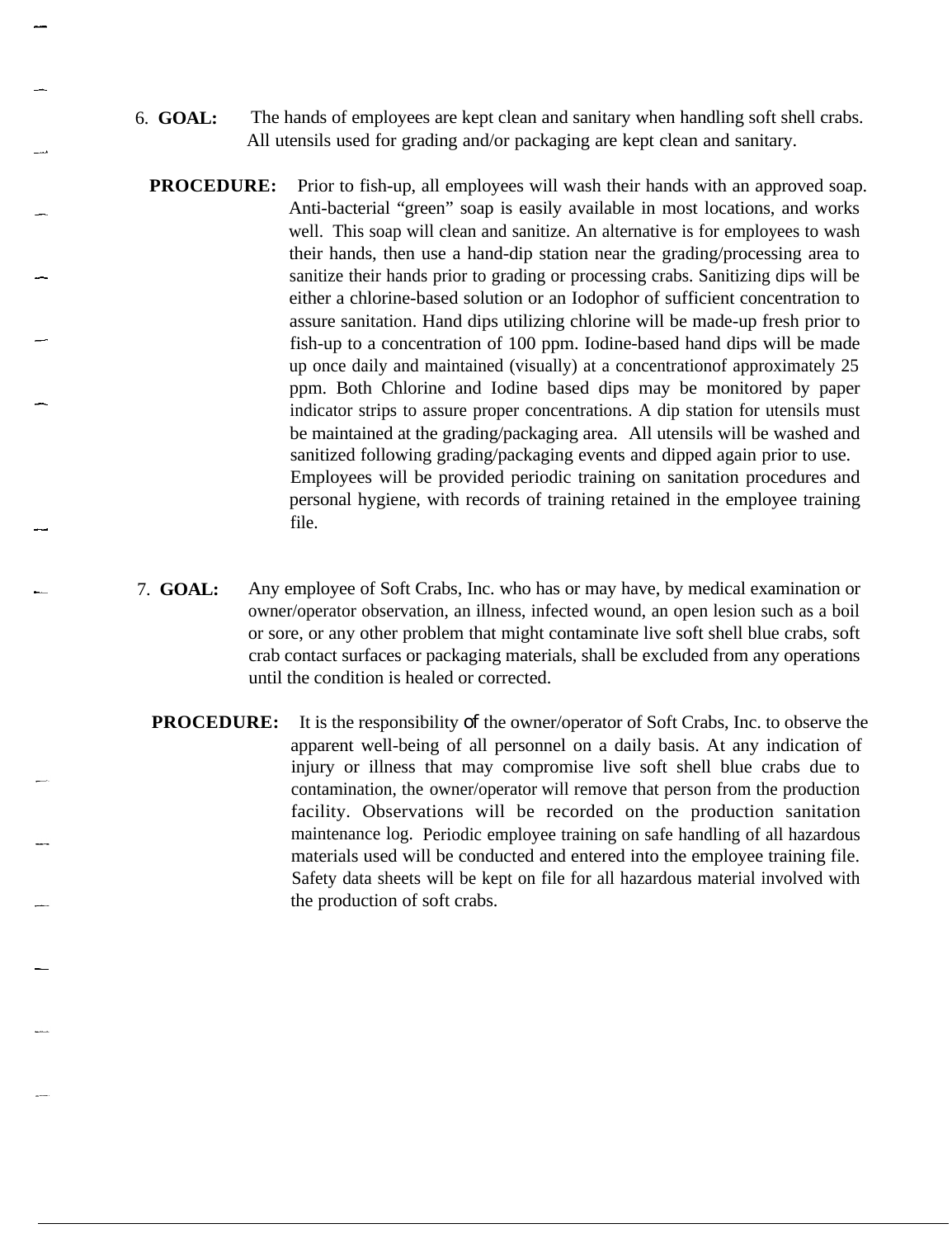6. **GOAL:** The hands of employees are kept clean and sanitary when handling soft shell crabs. All utensils used for grading and/or packaging are kept clean and sanitary.

**PROCEDURE:** Prior to fish-up, all employees will wash their hands with an approved soap. Anti-bacterial "green" soap is easily available in most locations, and works well. This soap will clean and sanitize. An alternative is for employees to wash their hands, then use a hand-dip station near the grading/processing area to sanitize their hands prior to grading or processing crabs. Sanitizing dips will be either a chlorine-based solution or an Iodophor of sufficient concentration to assure sanitation. Hand dips utilizing chlorine will be made-up fresh prior to fish-up to a concentration of 100 ppm. Iodine-based hand dips will be made up once daily and maintained (visually) at a concentrationof approximately 25 ppm. Both Chlorine and Iodine based dips may be monitored by paper indicator strips to assure proper concentrations. A dip station for utensils must be maintained at the grading/packaging area. All utensils will be washed and sanitized following grading/packaging events and dipped again prior to use. Employees will be provided periodic training on sanitation procedures and personal hygiene, with records of training retained in the employee training file.

7. **GOAL:** Any employee of Soft Crabs, Inc. who has or may have, by medical examination or owner/operator observation, an illness, infected wound, an open lesion such as a boil or sore, or any other problem that might contaminate live soft shell blue crabs, soft crab contact surfaces or packaging materials, shall be excluded from any operations until the condition is healed or corrected.

**PROCEDURE:** It is the responsibility of the owner/operator of Soft Crabs, Inc. to observe the apparent well-being of all personnel on a daily basis. At any indication of injury or illness that may compromise live soft shell blue crabs due to contamination, the owner/operator will remove that person from the production facility. Observations will be recorded on the production sanitation maintenance log. Periodic employee training on safe handling of all hazardous materials used will be conducted and entered into the employee training file. Safety data sheets will be kept on file for all hazardous material involved with the production of soft crabs.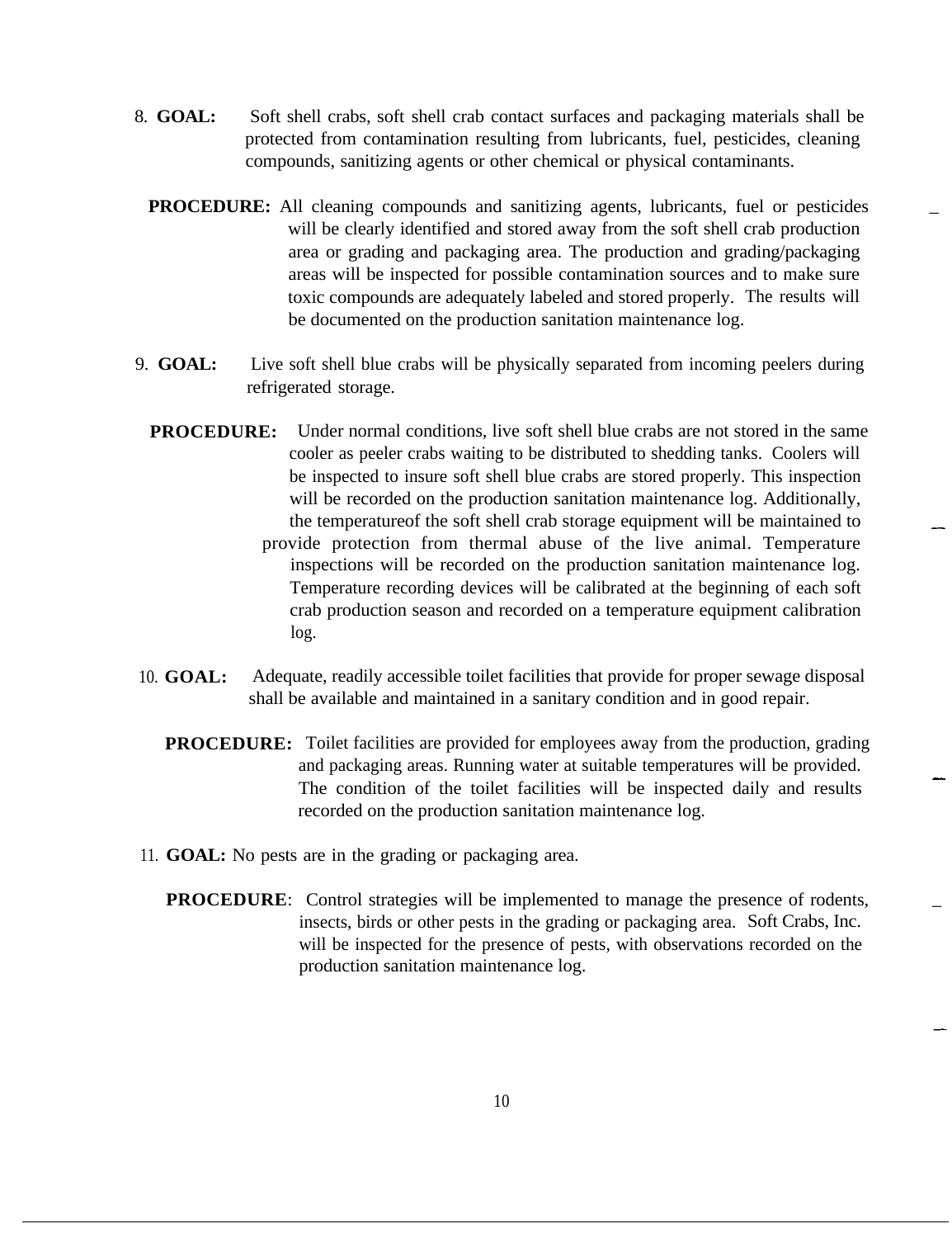8. **GOAL:** Soft shell crabs, soft shell crab contact surfaces and packaging materials shall be protected from contamination resulting from lubricants, fuel, pesticides, cleaning compounds, sanitizing agents or other chemical or physical contaminants.

   **PROCEDURE:** All cleaning compounds and sanitizing agents, lubricants, fuel or pesticides will be clearly identified and stored away from the soft shell crab production area or grading and packaging area. The production and grading/packaging areas will be inspected for possible contamination sources and to make sure toxic compounds are adequately labeled and stored properly. The results will be documented on the production sanitation maintenance log.

9. **GOAL:** Live soft shell blue crabs will be physically separated from incoming peelers during refrigerated storage.

   **PROCEDURE:** Under normal conditions, live soft shell blue crabs are not stored in the same cooler as peeler crabs waiting to be distributed to shedding tanks. Coolers will be inspected to insure soft shell blue crabs are stored properly. This inspection will be recorded on the production sanitation maintenance log. Additionally, the temperatureof the soft shell crab storage equipment will be maintained to provide protection from thermal abuse of the live animal. Temperature inspections will be recorded on the production sanitation maintenance log. Temperature recording devices will be calibrated at the beginning of each soft crab production season and recorded on a temperature equipment calibration log.

10. **GOAL:** Adequate, readily accessible toilet facilities that provide for proper sewage disposal shall be available and maintained in a sanitary condition and in good repair.

    **PROCEDURE:** Toilet facilities are provided for employees away from the production, grading and packaging areas. Running water at suitable temperatures will be provided. The condition of the toilet facilities will be inspected daily and results recorded on the production sanitation maintenance log.

11. **GOAL:** No pests are in the grading or packaging area.

    **PROCEDURE**: Control strategies will be implemented to manage the presence of rodents, insects, birds or other pests in the grading or packaging area. Soft Crabs, Inc. will be inspected for the presence of pests, with observations recorded on the production sanitation maintenance log.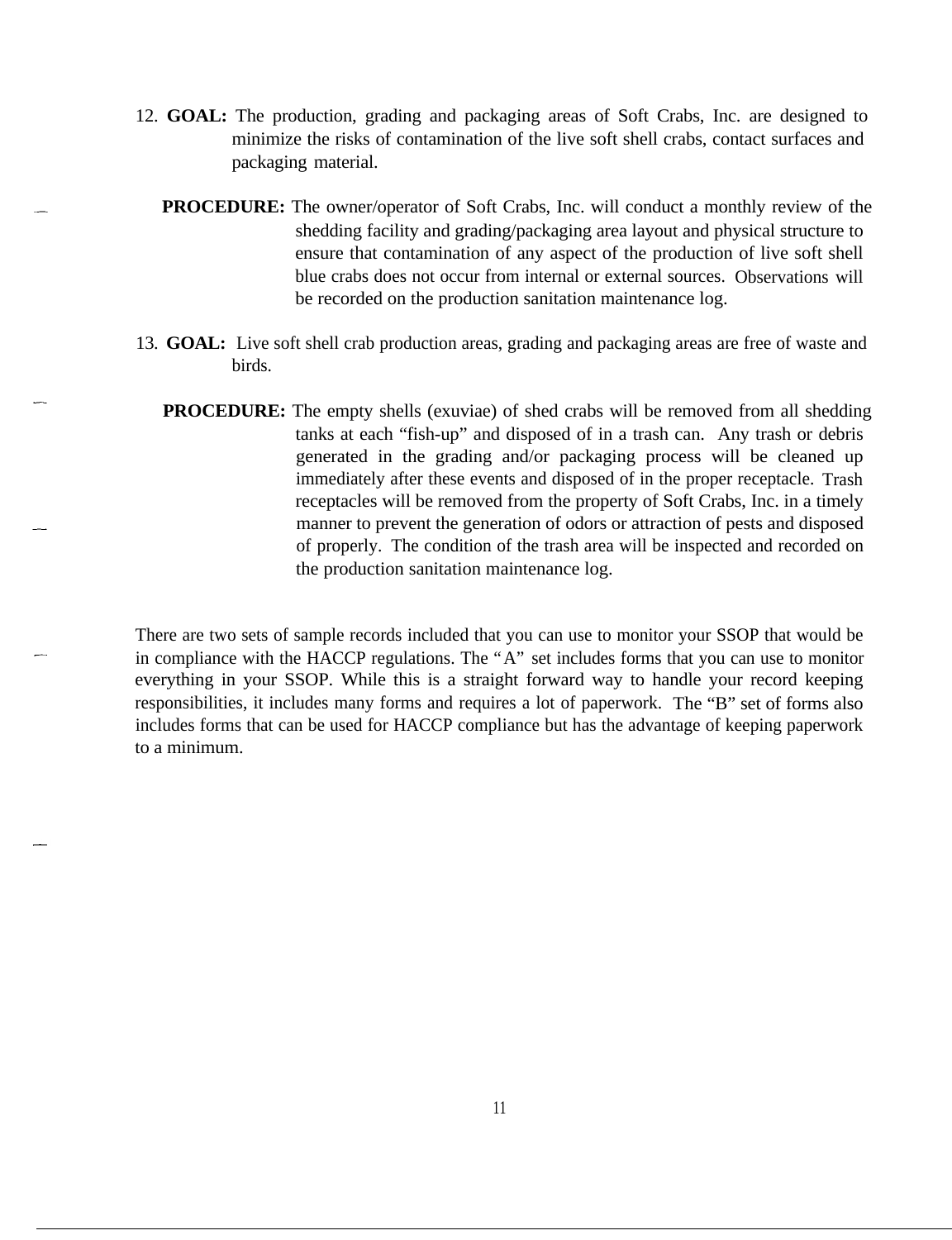12. **GOAL:** The production, grading and packaging areas of Soft Crabs, Inc. are designed to minimize the risks of contamination of the live soft shell crabs, contact surfaces and packaging material.

    **PROCEDURE:** The owner/operator of Soft Crabs, Inc. will conduct a monthly review of the shedding facility and grading/packaging area layout and physical structure to ensure that contamination of any aspect of the production of live soft shell blue crabs does not occur from internal or external sources. Observations will be recorded on the production sanitation maintenance log.

13. **GOAL:** Live soft shell crab production areas, grading and packaging areas are free of waste and birds.

    **PROCEDURE:** The empty shells (exuviae) of shed crabs will be removed from all shedding tanks at each "fish-up" and disposed of in a trash can. Any trash or debris generated in the grading and/or packaging process will be cleaned up immediately after these events and disposed of in the proper receptacle. Trash receptacles will be removed from the property of Soft Crabs, Inc. in a timely manner to prevent the generation of odors or attraction of pests and disposed of properly. The condition of the trash area will be inspected and recorded on the production sanitation maintenance log.

There are two sets of sample records included that you can use to monitor your SSOP that would be in compliance with the HACCP regulations. The "A" set includes forms that you can use to monitor everything in your SSOP. While this is a straight forward way to handle your record keeping responsibilities, it includes many forms and requires a lot of paperwork. The "B" set of forms also includes forms that can be used for HACCP compliance but has the advantage of keeping paperwork to a minimum.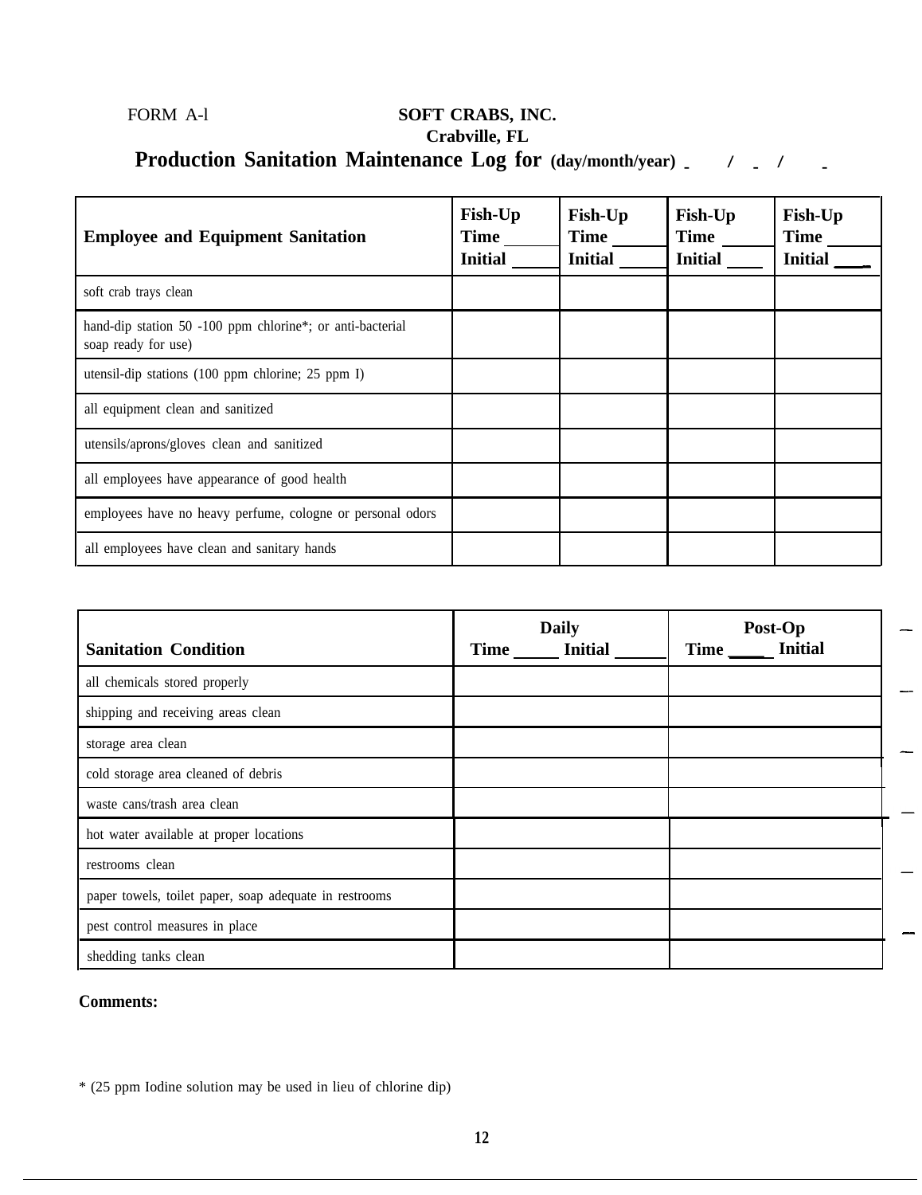FORM A-l

**SOFT CRABS, INC.**
**Crabville, FL**

## Production Sanitation Maintenance Log for (day/month/year) \_\_ / \_\_ / \_\_

| Employee and Equipment Sanitation | Fish-Up Time \_\_\_\_ Initial \_\_\_\_ | Fish-Up Time \_\_\_\_ Initial \_\_\_\_ | Fish-Up Time \_\_\_\_ Initial \_\_\_\_ | Fish-Up Time \_\_\_\_ Initial \_\_\_\_ |
|---|---|---|---|---|
| soft crab trays clean | | | | |
| hand-dip station 50 -100 ppm chlorine*; or anti-bacterial soap ready for use) | | | | |
| utensil-dip stations (100 ppm chlorine; 25 ppm I) | | | | |
| all equipment clean and sanitized | | | | |
| utensils/aprons/gloves clean and sanitized | | | | |
| all employees have appearance of good health | | | | |
| employees have no heavy perfume, cologne or personal odors | | | | |
| all employees have clean and sanitary hands | | | | |

| Sanitation Condition | Daily Time \_\_\_\_ Initial \_\_\_\_ | Post-Op Time \_\_\_\_ Initial |
|---|---|---|
| all chemicals stored properly | | |
| shipping and receiving areas clean | | |
| storage area clean | | |
| cold storage area cleaned of debris | | |
| waste cans/trash area clean | | |
| hot water available at proper locations | | |
| restrooms clean | | |
| paper towels, toilet paper, soap adequate in restrooms | | |
| pest control measures in place | | |
| shedding tanks clean | | |

**Comments:**

* (25 ppm Iodine solution may be used in lieu of chlorine dip)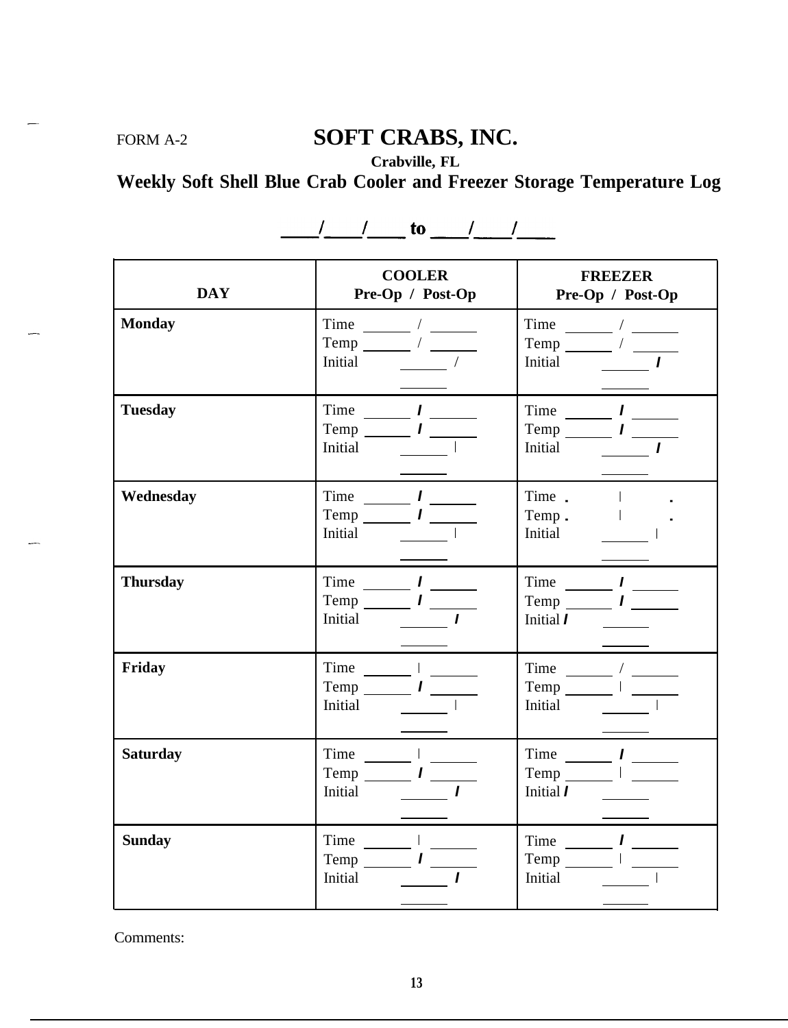FORM A-2

# SOFT CRABS, INC.

**Crabville, FL**

## Weekly Soft Shell Blue Crab Cooler and Freezer Storage Temperature Log

**____/____/____ to ____/____/____**

| DAY | COOLER<br>Pre-Op / Post-Op | FREEZER<br>Pre-Op / Post-Op |
|---|---|---|
| **Monday** | Time ______ / ______<br>Temp ______ / ______<br>Initial ______ / ______ | Time ______ / ______<br>Temp ______ / ______<br>Initial ______ / ______ |
| **Tuesday** | Time ______ / ______<br>Temp ______ / ______<br>Initial ______ / ______ | Time ______ / ______<br>Temp ______ / ______<br>Initial ______ / ______ |
| **Wednesday** | Time ______ / ______<br>Temp ______ / ______<br>Initial ______ / ______ | Time ______ / ______<br>Temp ______ / ______<br>Initial ______ / ______ |
| **Thursday** | Time ______ / ______<br>Temp ______ / ______<br>Initial ______ / ______ | Time ______ / ______<br>Temp ______ / ______<br>Initial ______ / ______ |
| **Friday** | Time ______ / ______<br>Temp ______ / ______<br>Initial ______ / ______ | Time ______ / ______<br>Temp ______ / ______<br>Initial ______ / ______ |
| **Saturday** | Time ______ / ______<br>Temp ______ / ______<br>Initial ______ / ______ | Time ______ / ______<br>Temp ______ / ______<br>Initial ______ / ______ |
| **Sunday** | Time ______ / ______<br>Temp ______ / ______<br>Initial ______ / ______ | Time ______ / ______<br>Temp ______ / ______<br>Initial ______ / ______ |

Comments: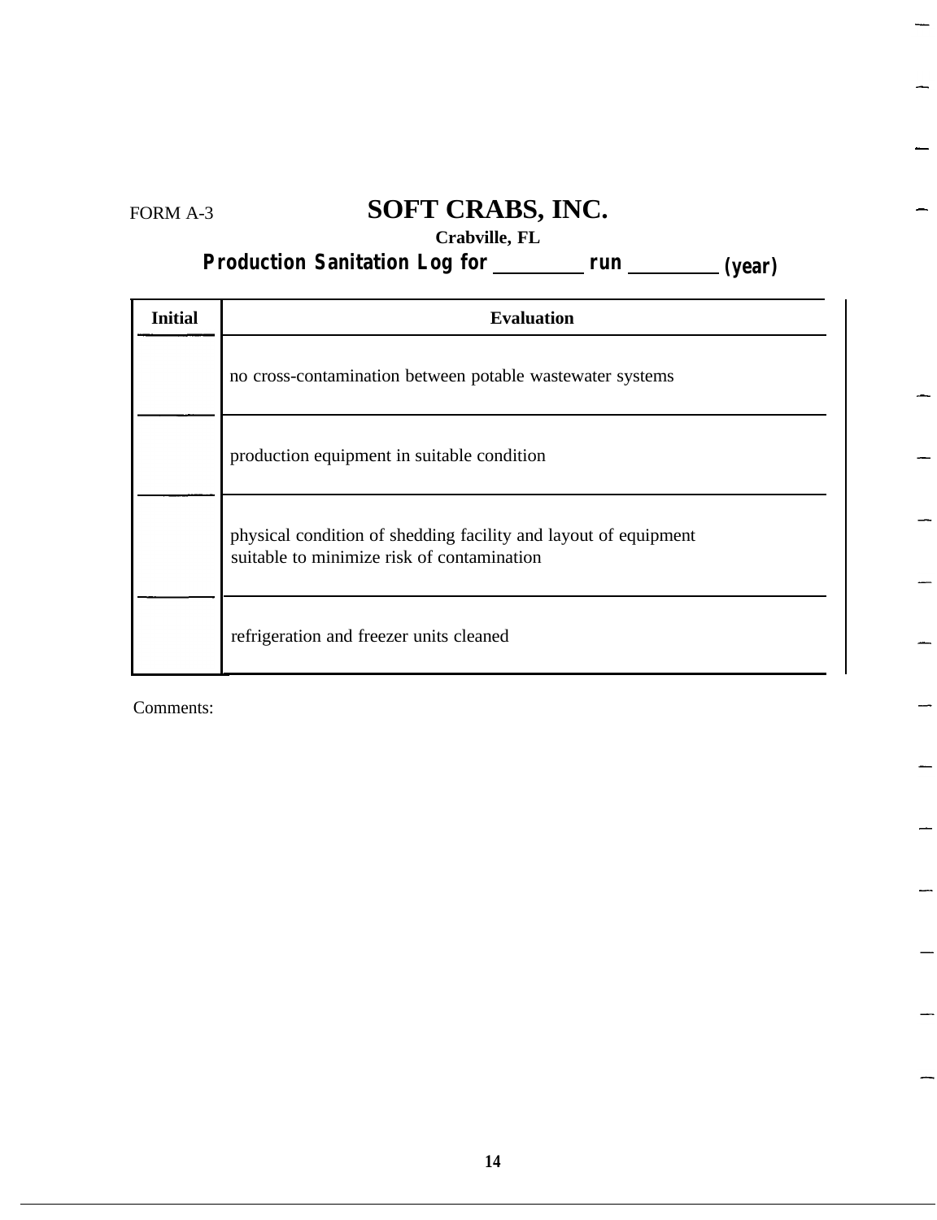FORM A-3

# SOFT CRABS, INC.

**Crabville, FL**

**Production Sanitation Log for \_\_\_\_\_\_\_\_ run \_\_\_\_\_\_\_\_ (year)**

| Initial | Evaluation |
|---|---|
| | no cross-contamination between potable wastewater systems |
| | production equipment in suitable condition |
| | physical condition of shedding facility and layout of equipment suitable to minimize risk of contamination |
| | refrigeration and freezer units cleaned |

Comments: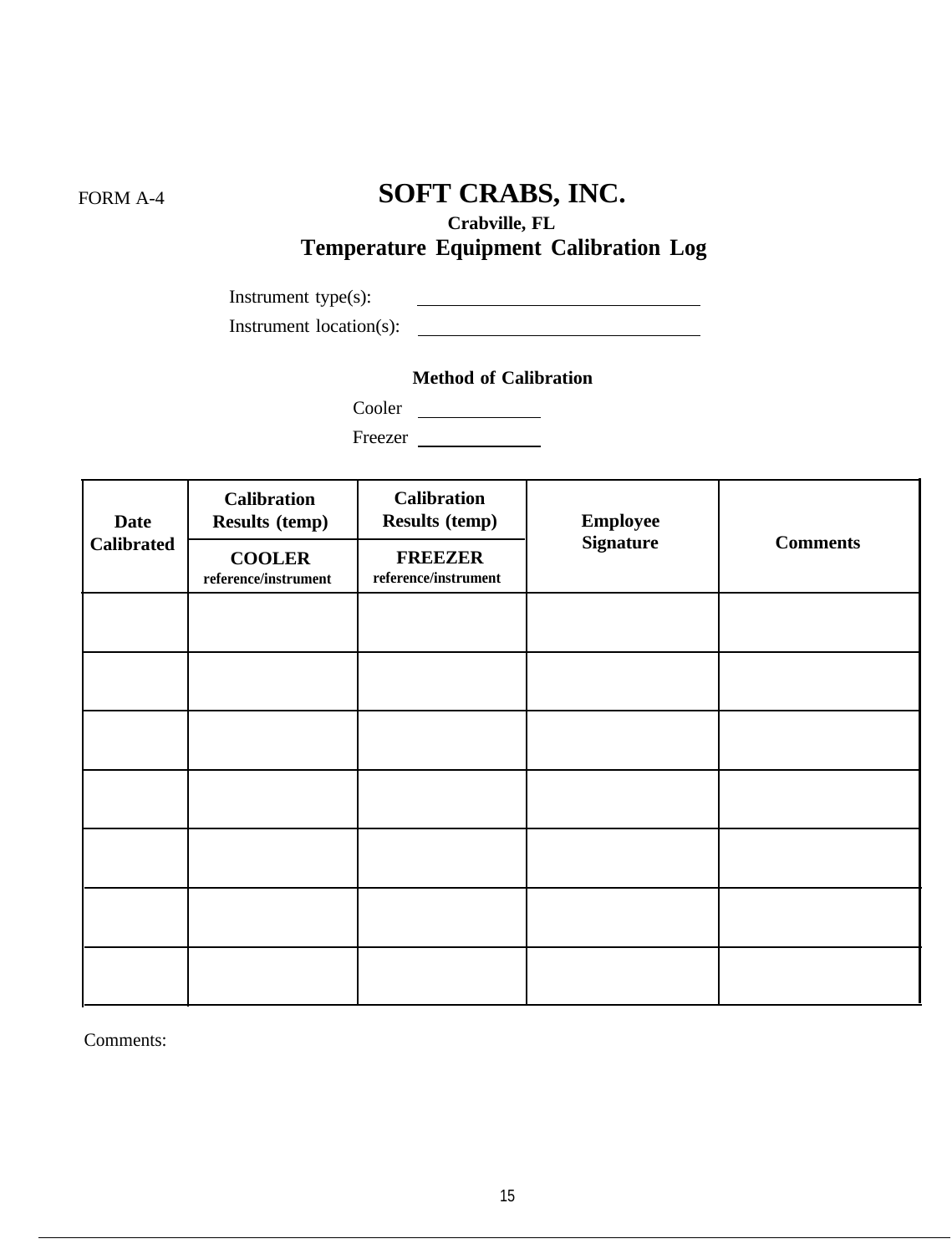FORM A-4

# SOFT CRABS, INC.

**Crabville, FL**

## Temperature Equipment Calibration Log

Instrument type(s): \_\_\_\_\_\_\_\_\_\_\_\_\_\_\_\_\_\_\_\_\_\_\_\_\_\_\_\_\_\_

Instrument location(s): \_\_\_\_\_\_\_\_\_\_\_\_\_\_\_\_\_\_\_\_\_\_\_\_\_\_\_\_\_\_

**Method of Calibration**

Cooler \_\_\_\_\_\_\_\_\_\_\_\_

Freezer \_\_\_\_\_\_\_\_\_\_\_\_

| Date Calibrated | Calibration Results (temp) | Calibration Results (temp) | Employee Signature | Comments |
|---|---|---|---|---|
| | COOLER reference/instrument | FREEZER reference/instrument | | |
| | | | | |
| | | | | |
| | | | | |
| | | | | |
| | | | | |
| | | | | |
| | | | | |

Comments: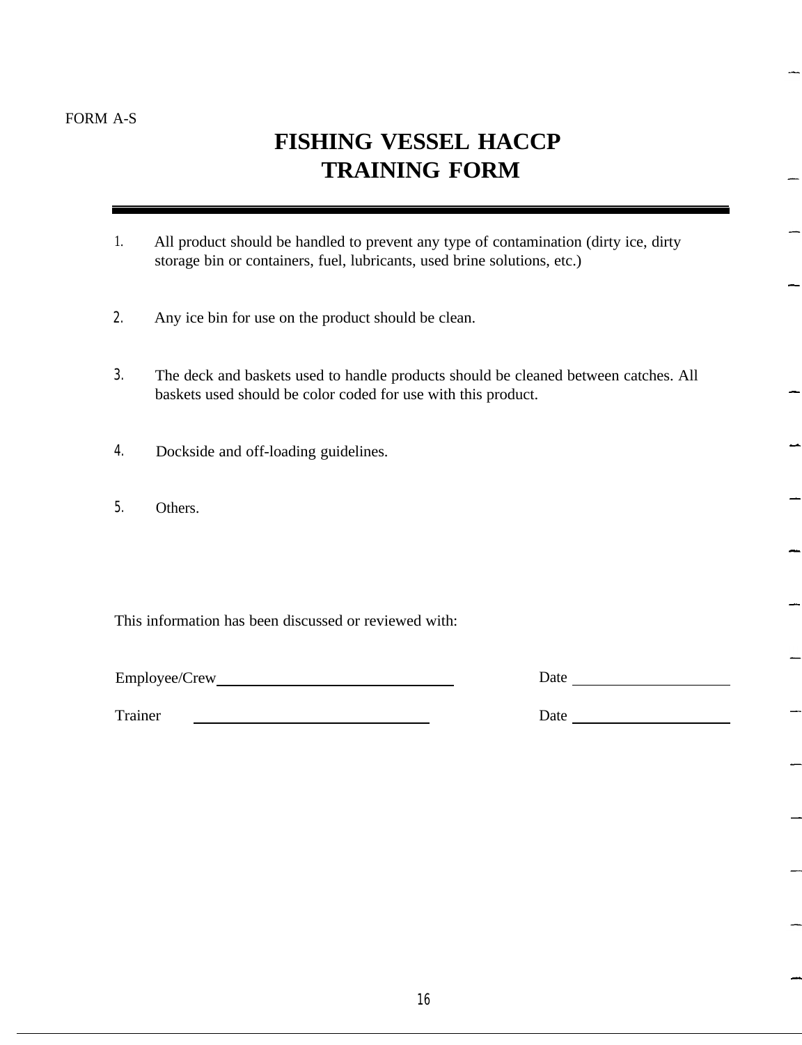FORM A-S

# FISHING VESSEL HACCP TRAINING FORM

---

1. All product should be handled to prevent any type of contamination (dirty ice, dirty storage bin or containers, fuel, lubricants, used brine solutions, etc.)

2. Any ice bin for use on the product should be clean.

3. The deck and baskets used to handle products should be cleaned between catches. All baskets used should be color coded for use with this product.

4. Dockside and off-loading guidelines.

5. Others.

This information has been discussed or reviewed with:

Employee/Crew ______________________________ Date ____________________

Trainer ______________________________ Date ____________________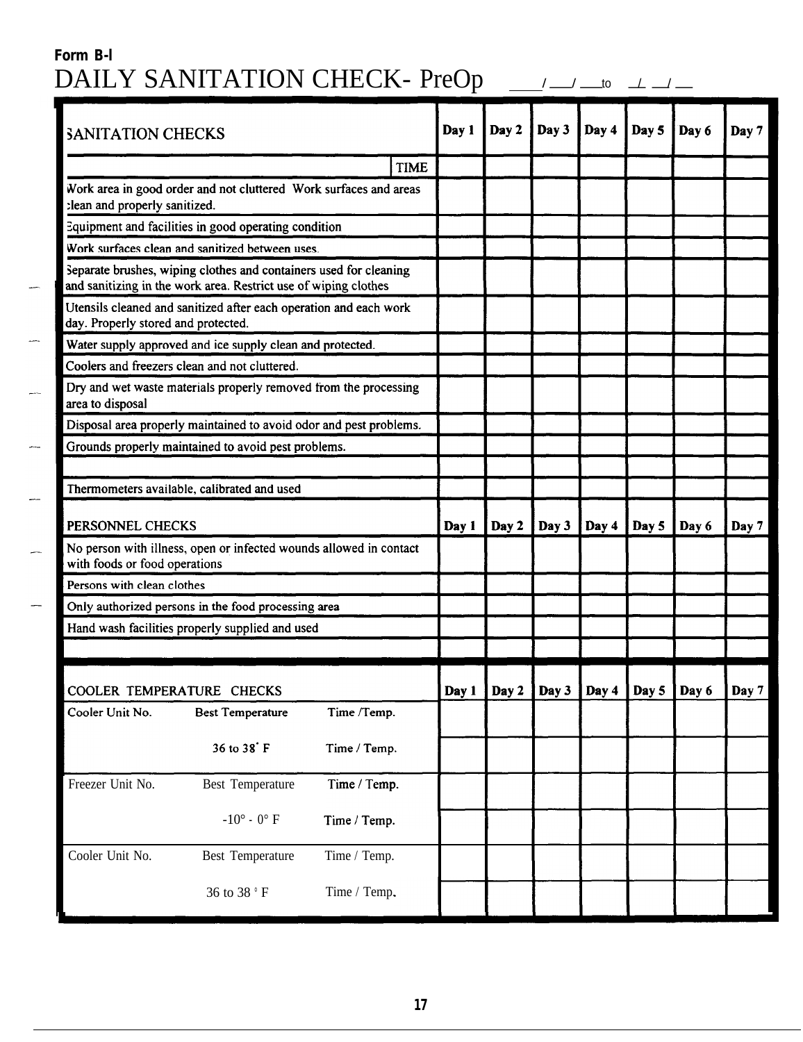**Form B-l**

# DAILY SANITATION CHECK- PreOp ___/___/___ to ___/___/___

| SANITATION CHECKS | | Day 1 | Day 2 | Day 3 | Day 4 | Day 5 | Day 6 | Day 7 |
|---|---|---|---|---|---|---|---|---|
| | TIME | | | | | | | |
| Work area in good order and not cluttered Work surfaces and areas clean and properly sanitized. | | | | | | | | |
| Equipment and facilities in good operating condition | | | | | | | | |
| Work surfaces clean and sanitized between uses. | | | | | | | | |
| Separate brushes, wiping clothes and containers used for cleaning and sanitizing in the work area. Restrict use of wiping clothes | | | | | | | | |
| Utensils cleaned and sanitized after each operation and each work day. Properly stored and protected. | | | | | | | | |
| Water supply approved and ice supply clean and protected. | | | | | | | | |
| Coolers and freezers clean and not cluttered. | | | | | | | | |
| Dry and wet waste materials properly removed from the processing area to disposal | | | | | | | | |
| Disposal area properly maintained to avoid odor and pest problems. | | | | | | | | |
| Grounds properly maintained to avoid pest problems. | | | | | | | | |
| | | | | | | | | |
| Thermometers available, calibrated and used | | | | | | | | |

| PERSONNEL CHECKS | Day 1 | Day 2 | Day 3 | Day 4 | Day 5 | Day 6 | Day 7 |
|---|---|---|---|---|---|---|---|
| No person with illness, open or infected wounds allowed in contact with foods or food operations | | | | | | | |
| Persons with clean clothes | | | | | | | |
| Only authorized persons in the food processing area | | | | | | | |
| Hand wash facilities properly supplied and used | | | | | | | |
| | | | | | | | |

| COOLER TEMPERATURE CHECKS | | | Day 1 | Day 2 | Day 3 | Day 4 | Day 5 | Day 6 | Day 7 |
|---|---|---|---|---|---|---|---|---|---|
| Cooler Unit No. | Best Temperature | Time /Temp. | | | | | | | |
| | 36 to 38° F | Time / Temp. | | | | | | | |
| Freezer Unit No. | Best Temperature | Time / Temp. | | | | | | | |
| | -10° - 0° F | Time / Temp. | | | | | | | |
| Cooler Unit No. | Best Temperature | Time / Temp. | | | | | | | |
| | 36 to 38 ° F | Time / Temp. | | | | | | | |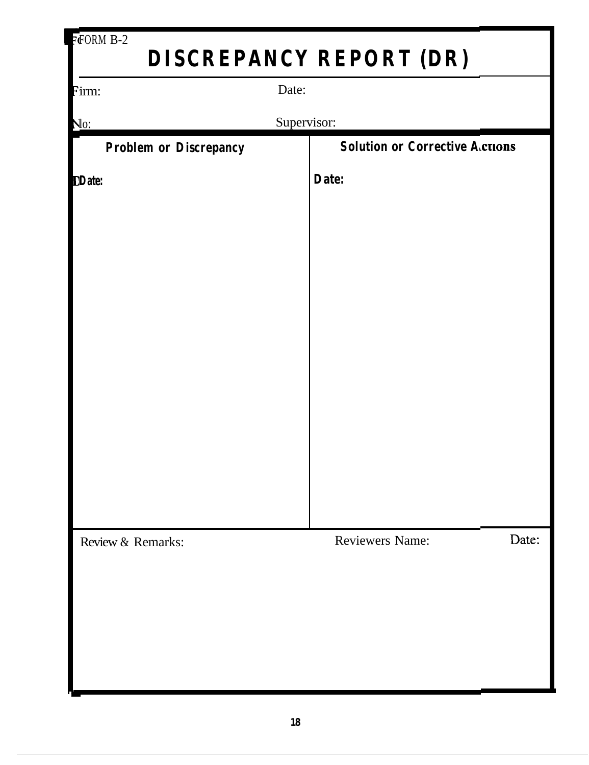FORM B-2

# DISCREPANCY REPORT (DR)

Firm: Date:

No: Supervisor:

| Problem or Discrepancy | Solution or Corrective Actions |
|---|---|
| Date: | Date: |

Review & Remarks: Reviewers Name: Date: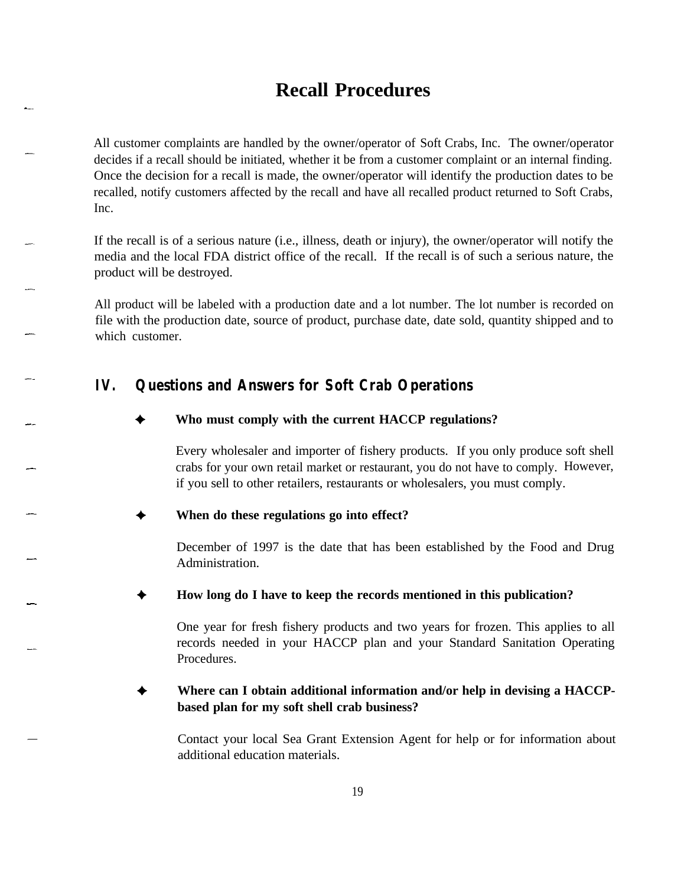# Recall Procedures

All customer complaints are handled by the owner/operator of Soft Crabs, Inc. The owner/operator decides if a recall should be initiated, whether it be from a customer complaint or an internal finding. Once the decision for a recall is made, the owner/operator will identify the production dates to be recalled, notify customers affected by the recall and have all recalled product returned to Soft Crabs, Inc.

If the recall is of a serious nature (i.e., illness, death or injury), the owner/operator will notify the media and the local FDA district office of the recall. If the recall is of such a serious nature, the product will be destroyed.

All product will be labeled with a production date and a lot number. The lot number is recorded on file with the production date, source of product, purchase date, date sold, quantity shipped and to which customer.

## IV. Questions and Answers for Soft Crab Operations

- **Who must comply with the current HACCP regulations?**

  Every wholesaler and importer of fishery products. If you only produce soft shell crabs for your own retail market or restaurant, you do not have to comply. However, if you sell to other retailers, restaurants or wholesalers, you must comply.

- **When do these regulations go into effect?**

  December of 1997 is the date that has been established by the Food and Drug Administration.

- **How long do I have to keep the records mentioned in this publication?**

  One year for fresh fishery products and two years for frozen. This applies to all records needed in your HACCP plan and your Standard Sanitation Operating Procedures.

- **Where can I obtain additional information and/or help in devising a HACCP-based plan for my soft shell crab business?**

  Contact your local Sea Grant Extension Agent for help or for information about additional education materials.